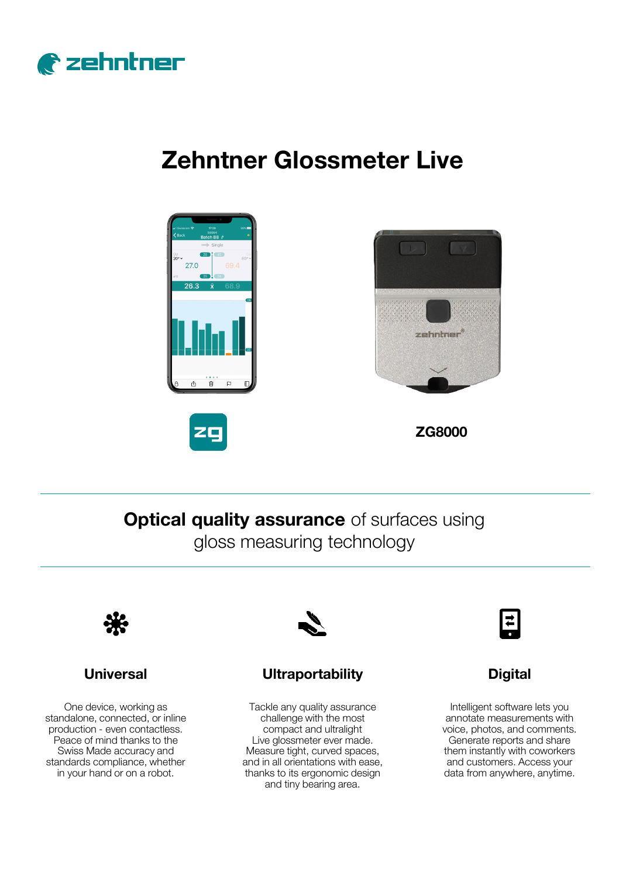# Zehntner Glossmeter Live

ZG8000

**Optical quality assurance** of surfaces using gloss measuring technology

### Universal

One device, working as standalone, connected, or inline production - even contactless. Peace of mind thanks to the Swiss Made accuracy and standards compliance, whether in your hand or on a robot.

### Ultraportability

Tackle any quality assurance challenge with the most compact and ultralight Live glossmeter ever made. Measure tight, curved spaces, and in all orientations with ease, thanks to its ergonomic design and tiny bearing area.

### Digital

Intelligent software lets you annotate measurements with voice, photos, and comments. Generate reports and share them instantly with coworkers and customers. Access your data from anywhere, anytime.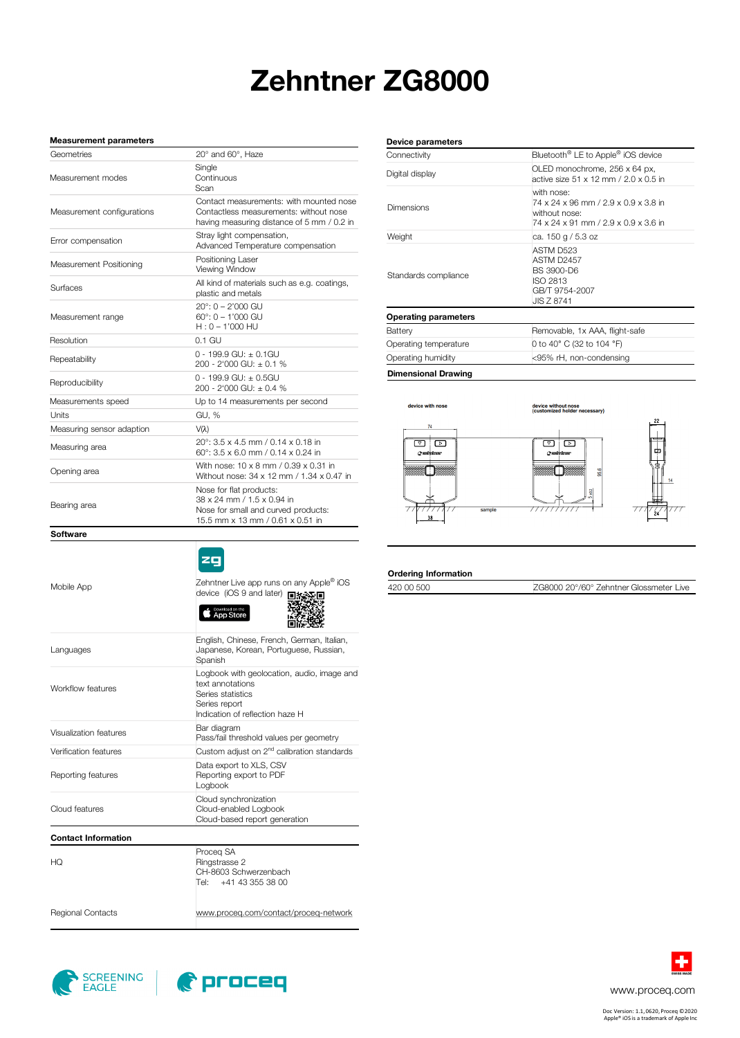# Zehntner ZG8000

**Measurement parameters**

| | |
|---|---|
| Geometries | 20° and 60°, Haze |
| Measurement modes | Single<br>Continuous<br>Scan |
| Measurement configurations | Contact measurements: with mounted nose<br>Contactless measurements: without nose having measuring distance of 5 mm / 0.2 in |
| Error compensation | Stray light compensation,<br>Advanced Temperature compensation |
| Measurement Positioning | Positioning Laser<br>Viewing Window |
| Surfaces | All kind of materials such as e.g. coatings, plastic and metals |
| Measurement range | 20°: 0 – 2'000 GU<br>60°: 0 – 1'000 GU<br>H : 0 – 1'000 HU |
| Resolution | 0.1 GU |
| Repeatability | 0 - 199.9 GU: ± 0.1GU<br>200 - 2'000 GU: ± 0.1 % |
| Reproducibility | 0 - 199.9 GU: ± 0.5GU<br>200 - 2'000 GU: ± 0.4 % |
| Measurements speed | Up to 14 measurements per second |
| Units | GU, % |
| Measuring sensor adaption | V(λ) |
| Measuring area | 20°: 3.5 x 4.5 mm / 0.14 x 0.18 in<br>60°: 3.5 x 6.0 mm / 0.14 x 0.24 in |
| Opening area | With nose: 10 x 8 mm / 0.39 x 0.31 in<br>Without nose: 34 x 12 mm / 1.34 x 0.47 in |
| Bearing area | Nose for flat products:<br>38 x 24 mm / 1.5 x 0.94 in<br>Nose for small and curved products:<br>15.5 mm x 13 mm / 0.61 x 0.51 in |

**Software**

| | |
|---|---|
| Mobile App | Zehntner Live app runs on any Apple® iOS device (iOS 9 and later) |
| Languages | English, Chinese, French, German, Italian, Japanese, Korean, Portuguese, Russian, Spanish |
| Workflow features | Logbook with geolocation, audio, image and text annotations<br>Series statistics<br>Series report<br>Indication of reflection haze H |
| Visualization features | Bar diagram<br>Pass/fail threshold values per geometry |
| Verification features | Custom adjust on 2nd calibration standards |
| Reporting features | Data export to XLS, CSV<br>Reporting export to PDF<br>Logbook |
| Cloud features | Cloud synchronization<br>Cloud-enabled Logbook<br>Cloud-based report generation |

**Contact Information**

| | |
|---|---|
| HQ | Proceq SA<br>Ringstrasse 2<br>CH-8603 Schwerzenbach<br>Tel: +41 43 355 38 00 |
| Regional Contacts | www.proceq.com/contact/proceq-network |

**Device parameters**

| | |
|---|---|
| Connectivity | Bluetooth® LE to Apple® iOS device |
| Digital display | OLED monochrome, 256 x 64 px, active size 51 x 12 mm / 2.0 x 0.5 in |
| Dimensions | with nose:<br>74 x 24 x 96 mm / 2.9 x 0.9 x 3.8 in<br>without nose:<br>74 x 24 x 91 mm / 2.9 x 0.9 x 3.6 in |
| Weight | ca. 150 g / 5.3 oz |
| Standards compliance | ASTM D523<br>ASTM D2457<br>BS 3900-D6<br>ISO 2813<br>GB/T 9754-2007<br>JIS Z 8741 |

**Operating parameters**

| | |
|---|---|
| Battery | Removable, 1x AAA, flight-safe |
| Operating temperature | 0 to 40° C (32 to 104 °F) |
| Operating humidity | <95% rH, non-condensing |

**Dimensional Drawing**

device with nose

device without nose (customized holder necessary)

74

38

sample

95.6

5 ±0.2

22

14

24

**Ordering Information**

| | |
|---|---|
| 420 00 500 | ZG8000 20°/60° Zehntner Glossmeter Live |

www.proceq.com

Doc Version: 1.1, 0620, Proceq ©2020
Apple® iOS is a trademark of Apple Inc